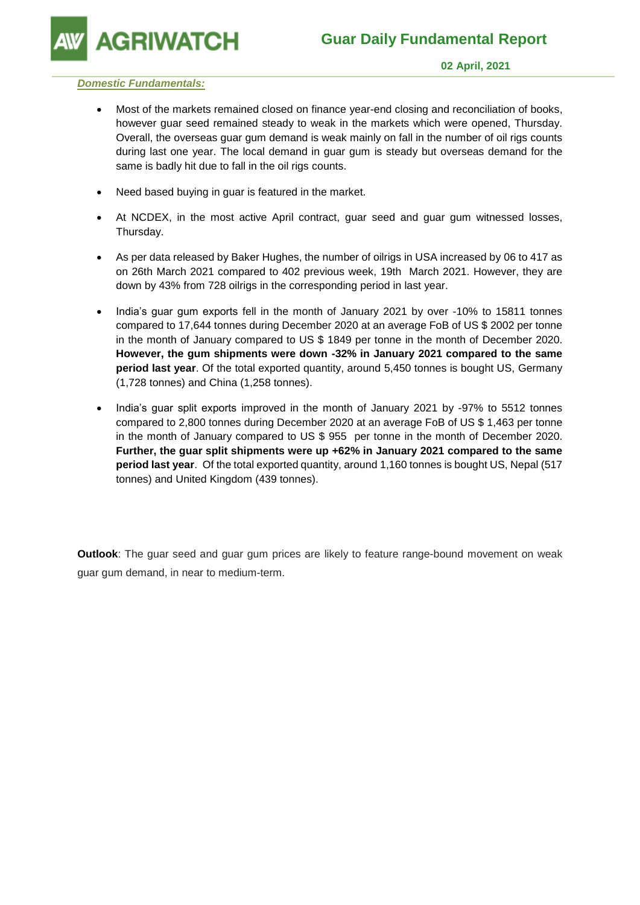# Guar Daily Fundamental Report

**02 April, 2021**

***Domestic Fundamentals:***

- Most of the markets remained closed on finance year-end closing and reconciliation of books, however guar seed remained steady to weak in the markets which were opened, Thursday. Overall, the overseas guar gum demand is weak mainly on fall in the number of oil rigs counts during last one year. The local demand in guar gum is steady but overseas demand for the same is badly hit due to fall in the oil rigs counts.

- Need based buying in guar is featured in the market.

- At NCDEX, in the most active April contract, guar seed and guar gum witnessed losses, Thursday.

- As per data released by Baker Hughes, the number of oilrigs in USA increased by 06 to 417 as on 26th March 2021 compared to 402 previous week, 19th March 2021. However, they are down by 43% from 728 oilrigs in the corresponding period in last year.

- India's guar gum exports fell in the month of January 2021 by over -10% to 15811 tonnes compared to 17,644 tonnes during December 2020 at an average FoB of US $ 2002 per tonne in the month of January compared to US $ 1849 per tonne in the month of December 2020. **However, the gum shipments were down -32% in January 2021 compared to the same period last year**. Of the total exported quantity, around 5,450 tonnes is bought US, Germany (1,728 tonnes) and China (1,258 tonnes).

- India's guar split exports improved in the month of January 2021 by -97% to 5512 tonnes compared to 2,800 tonnes during December 2020 at an average FoB of US $ 1,463 per tonne in the month of January compared to US $ 955 per tonne in the month of December 2020. **Further, the guar split shipments were up +62% in January 2021 compared to the same period last year**. Of the total exported quantity, around 1,160 tonnes is bought US, Nepal (517 tonnes) and United Kingdom (439 tonnes).

**Outlook**: The guar seed and guar gum prices are likely to feature range-bound movement on weak guar gum demand, in near to medium-term.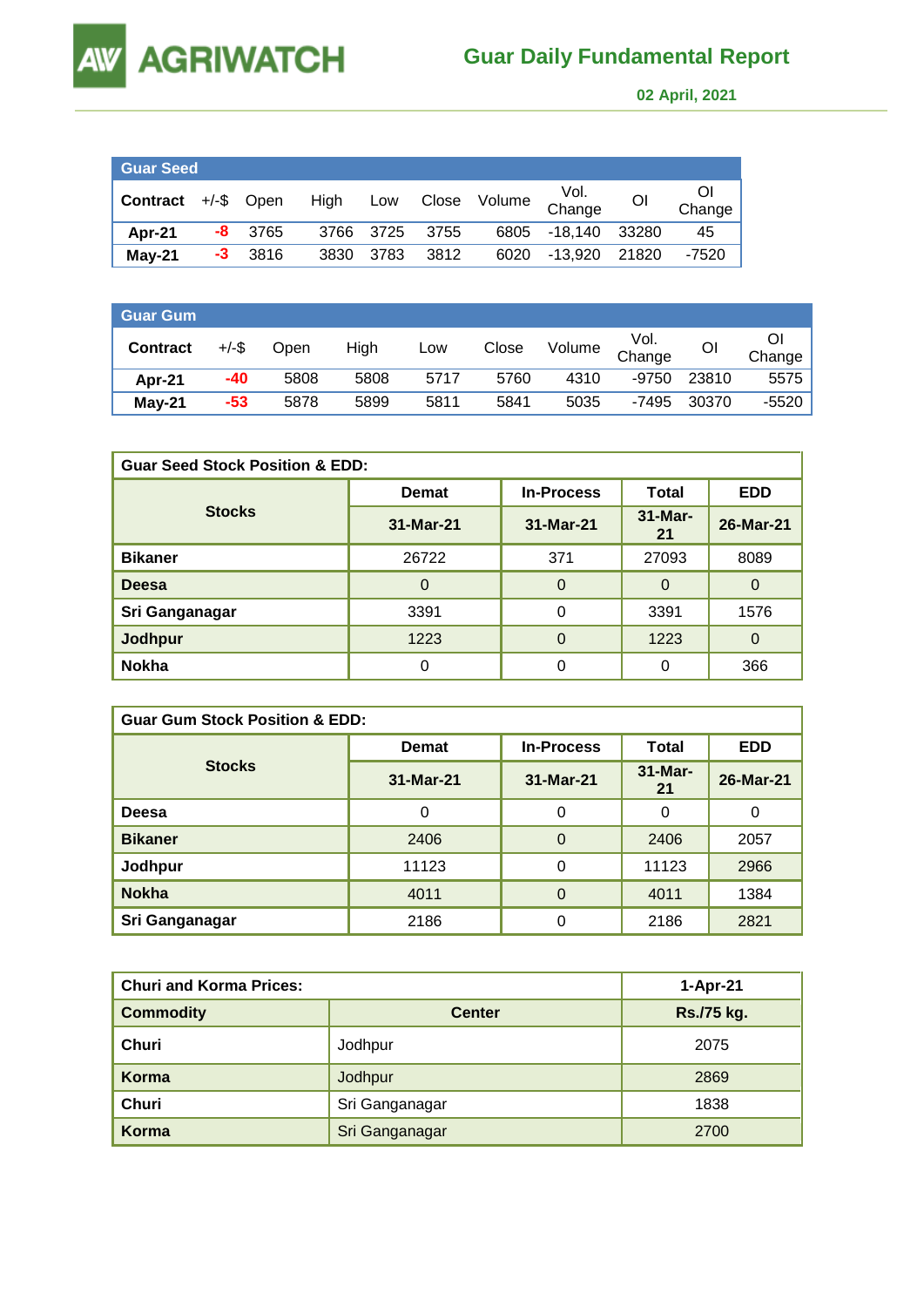# AGRIWATCH

## Guar Daily Fundamental Report

**02 April, 2021**

| Guar Seed | | | | | | | | | |
|---|---|---|---|---|---|---|---|---|---|
| **Contract** | +/-$ | Open | High | Low | Close | Volume | Vol. Change | OI | OI Change |
| **Apr-21** | -8 | 3765 | 3766 | 3725 | 3755 | 6805 | -18,140 | 33280 | 45 |
| **May-21** | -3 | 3816 | 3830 | 3783 | 3812 | 6020 | -13,920 | 21820 | -7520 |

| Guar Gum | | | | | | | | | |
|---|---|---|---|---|---|---|---|---|---|
| **Contract** | +/-$ | Open | High | Low | Close | Volume | Vol. Change | OI | OI Change |
| **Apr-21** | -40 | 5808 | 5808 | 5717 | 5760 | 4310 | -9750 | 23810 | 5575 |
| **May-21** | -53 | 5878 | 5899 | 5811 | 5841 | 5035 | -7495 | 30370 | -5520 |

| **Guar Seed Stock Position & EDD:** | | | | |
|---|---|---|---|---|
| **Stocks** | **Demat** | **In-Process** | **Total** | **EDD** |
| | **31-Mar-21** | **31-Mar-21** | **31-Mar-21** | **26-Mar-21** |
| **Bikaner** | 26722 | 371 | 27093 | 8089 |
| **Deesa** | 0 | 0 | 0 | 0 |
| **Sri Ganganagar** | 3391 | 0 | 3391 | 1576 |
| **Jodhpur** | 1223 | 0 | 1223 | 0 |
| **Nokha** | 0 | 0 | 0 | 366 |

| **Guar Gum Stock Position & EDD:** | | | | |
|---|---|---|---|---|
| **Stocks** | **Demat** | **In-Process** | **Total** | **EDD** |
| | **31-Mar-21** | **31-Mar-21** | **31-Mar-21** | **26-Mar-21** |
| **Deesa** | 0 | 0 | 0 | 0 |
| **Bikaner** | 2406 | 0 | 2406 | 2057 |
| **Jodhpur** | 11123 | 0 | 11123 | 2966 |
| **Nokha** | 4011 | 0 | 4011 | 1384 |
| **Sri Ganganagar** | 2186 | 0 | 2186 | 2821 |

| **Churi and Korma Prices:** | | **1-Apr-21** |
|---|---|---|
| **Commodity** | **Center** | **Rs./75 kg.** |
| **Churi** | Jodhpur | 2075 |
| **Korma** | Jodhpur | 2869 |
| **Churi** | Sri Ganganagar | 1838 |
| **Korma** | Sri Ganganagar | 2700 |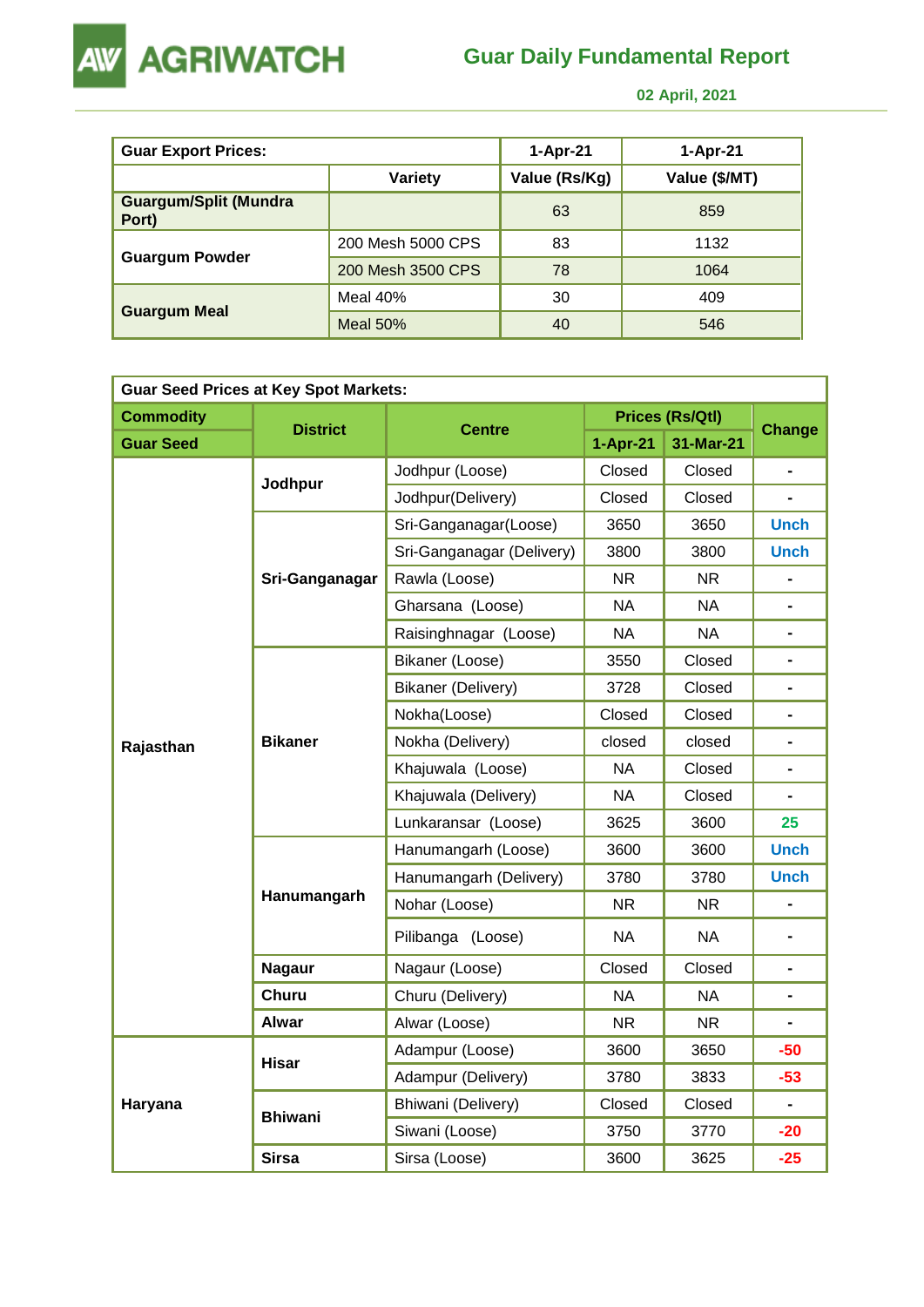# Guar Daily Fundamental Report

02 April, 2021

| Guar Export Prices: | | 1-Apr-21 | 1-Apr-21 |
|---|---|---|---|
| | Variety | Value (Rs/Kg) | Value ($/MT) |
| Guargum/Split (Mundra Port) | | 63 | 859 |
| Guargum Powder | 200 Mesh 5000 CPS | 83 | 1132 |
| | 200 Mesh 3500 CPS | 78 | 1064 |
| Guargum Meal | Meal 40% | 30 | 409 |
| | Meal 50% | 40 | 546 |

**Guar Seed Prices at Key Spot Markets:**

| Commodity | District | Centre | Prices (Rs/Qtl) | | Change |
|---|---|---|---|---|---|
| Guar Seed | | | 1-Apr-21 | 31-Mar-21 | |
| Rajasthan | Jodhpur | Jodhpur (Loose) | Closed | Closed | - |
| | | Jodhpur(Delivery) | Closed | Closed | - |
| | Sri-Ganganagar | Sri-Ganganagar(Loose) | 3650 | 3650 | Unch |
| | | Sri-Ganganagar (Delivery) | 3800 | 3800 | Unch |
| | | Rawla (Loose) | NR | NR | - |
| | | Gharsana (Loose) | NA | NA | - |
| | | Raisinghnagar (Loose) | NA | NA | - |
| | Bikaner | Bikaner (Loose) | 3550 | Closed | - |
| | | Bikaner (Delivery) | 3728 | Closed | - |
| | | Nokha(Loose) | Closed | Closed | - |
| | | Nokha (Delivery) | closed | closed | - |
| | | Khajuwala (Loose) | NA | Closed | - |
| | | Khajuwala (Delivery) | NA | Closed | - |
| | | Lunkaransar (Loose) | 3625 | 3600 | 25 |
| | Hanumangarh | Hanumangarh (Loose) | 3600 | 3600 | Unch |
| | | Hanumangarh (Delivery) | 3780 | 3780 | Unch |
| | | Nohar (Loose) | NR | NR | - |
| | | Pilibanga (Loose) | NA | NA | - |
| | Nagaur | Nagaur (Loose) | Closed | Closed | - |
| | Churu | Churu (Delivery) | NA | NA | - |
| | Alwar | Alwar (Loose) | NR | NR | - |
| Haryana | Hisar | Adampur (Loose) | 3600 | 3650 | -50 |
| | | Adampur (Delivery) | 3780 | 3833 | -53 |
| | Bhiwani | Bhiwani (Delivery) | Closed | Closed | - |
| | | Siwani (Loose) | 3750 | 3770 | -20 |
| | Sirsa | Sirsa (Loose) | 3600 | 3625 | -25 |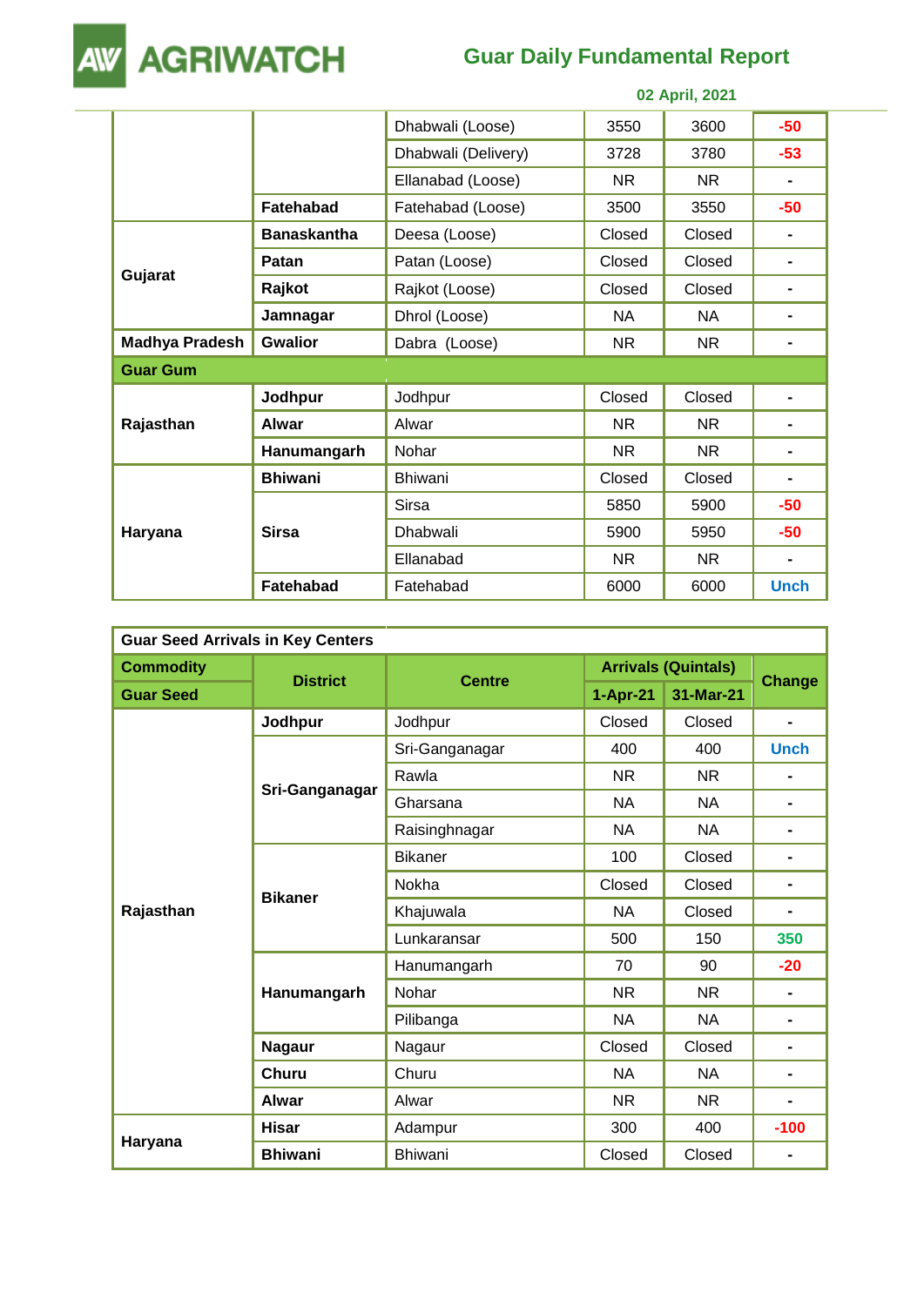| | | | | | |
|---|---|---|---|---|---|
| | | Dhabwali (Loose) | 3550 | 3600 | -50 |
| | | Dhabwali (Delivery) | 3728 | 3780 | -53 |
| | | Ellanabad (Loose) | NR | NR | - |
| | **Fatehabad** | Fatehabad (Loose) | 3500 | 3550 | -50 |
| **Gujarat** | **Banaskantha** | Deesa (Loose) | Closed | Closed | - |
| | **Patan** | Patan (Loose) | Closed | Closed | - |
| | **Rajkot** | Rajkot (Loose) | Closed | Closed | - |
| | **Jamnagar** | Dhrol (Loose) | NA | NA | - |
| **Madhya Pradesh** | **Gwalior** | Dabra (Loose) | NR | NR | - |
| **Guar Gum** | | | | | |
| **Rajasthan** | **Jodhpur** | Jodhpur | Closed | Closed | - |
| | **Alwar** | Alwar | NR | NR | - |
| | **Hanumangarh** | Nohar | NR | NR | - |
| **Haryana** | **Bhiwani** | Bhiwani | Closed | Closed | - |
| | **Sirsa** | Sirsa | 5850 | 5900 | -50 |
| | | Dhabwali | 5900 | 5950 | -50 |
| | | Ellanabad | NR | NR | - |
| | **Fatehabad** | Fatehabad | 6000 | 6000 | Unch |

| **Guar Seed Arrivals in Key Centers** | | | | | |
|---|---|---|---|---|---|
| **Commodity** | **District** | **Centre** | **Arrivals (Quintals)** | | **Change** |
| **Guar Seed** | | | **1-Apr-21** | **31-Mar-21** | |
| **Rajasthan** | **Jodhpur** | Jodhpur | Closed | Closed | - |
| | **Sri-Ganganagar** | Sri-Ganganagar | 400 | 400 | Unch |
| | | Rawla | NR | NR | - |
| | | Gharsana | NA | NA | - |
| | | Raisinghnagar | NA | NA | - |
| | **Bikaner** | Bikaner | 100 | Closed | - |
| | | Nokha | Closed | Closed | - |
| | | Khajuwala | NA | Closed | - |
| | | Lunkaransar | 500 | 150 | 350 |
| | **Hanumangarh** | Hanumangarh | 70 | 90 | -20 |
| | | Nohar | NR | NR | - |
| | | Pilibanga | NA | NA | - |
| | **Nagaur** | Nagaur | Closed | Closed | - |
| | **Churu** | Churu | NA | NA | - |
| | **Alwar** | Alwar | NR | NR | - |
| **Haryana** | **Hisar** | Adampur | 300 | 400 | -100 |
| | **Bhiwani** | Bhiwani | Closed | Closed | - |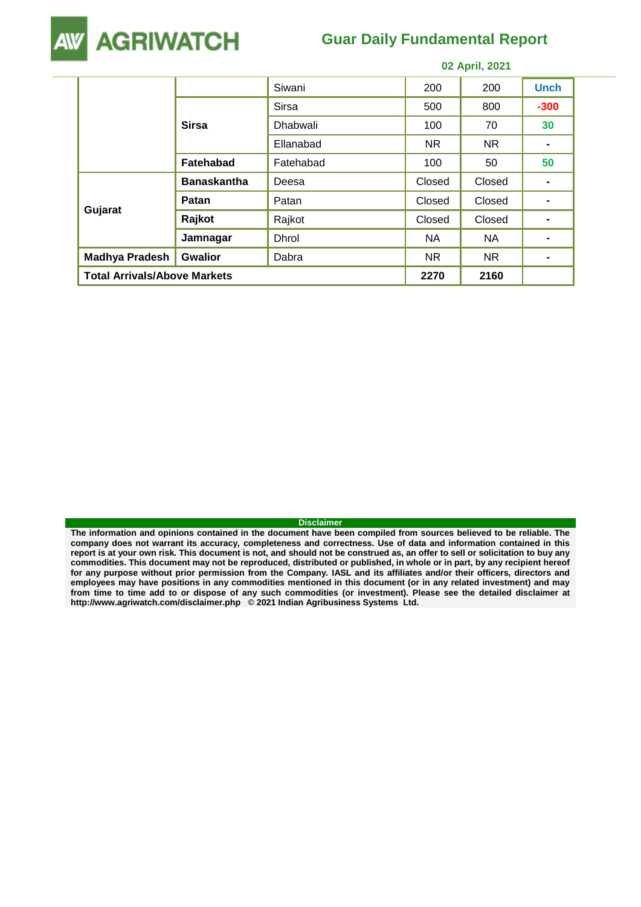| | | | | | |
|---|---|---|---|---|---|
| | | Siwani | 200 | 200 | Unch |
| | Sirsa | Sirsa | 500 | 800 | -300 |
| | | Dhabwali | 100 | 70 | 30 |
| | | Ellanabad | NR | NR | - |
| | Fatehabad | Fatehabad | 100 | 50 | 50 |
| Gujarat | Banaskantha | Deesa | Closed | Closed | - |
| | Patan | Patan | Closed | Closed | - |
| | Rajkot | Rajkot | Closed | Closed | - |
| | Jamnagar | Dhrol | NA | NA | - |
| Madhya Pradesh | Gwalior | Dabra | NR | NR | - |
| **Total Arrivals/Above Markets** | | | **2270** | **2160** | |

**Disclaimer**

**The information and opinions contained in the document have been compiled from sources believed to be reliable. The company does not warrant its accuracy, completeness and correctness. Use of data and information contained in this report is at your own risk. This document is not, and should not be construed as, an offer to sell or solicitation to buy any commodities. This document may not be reproduced, distributed or published, in whole or in part, by any recipient hereof for any purpose without prior permission from the Company. IASL and its affiliates and/or their officers, directors and employees may have positions in any commodities mentioned in this document (or in any related investment) and may from time to time add to or dispose of any such commodities (or investment). Please see the detailed disclaimer at http://www.agriwatch.com/disclaimer.php © 2021 Indian Agribusiness Systems Ltd.**